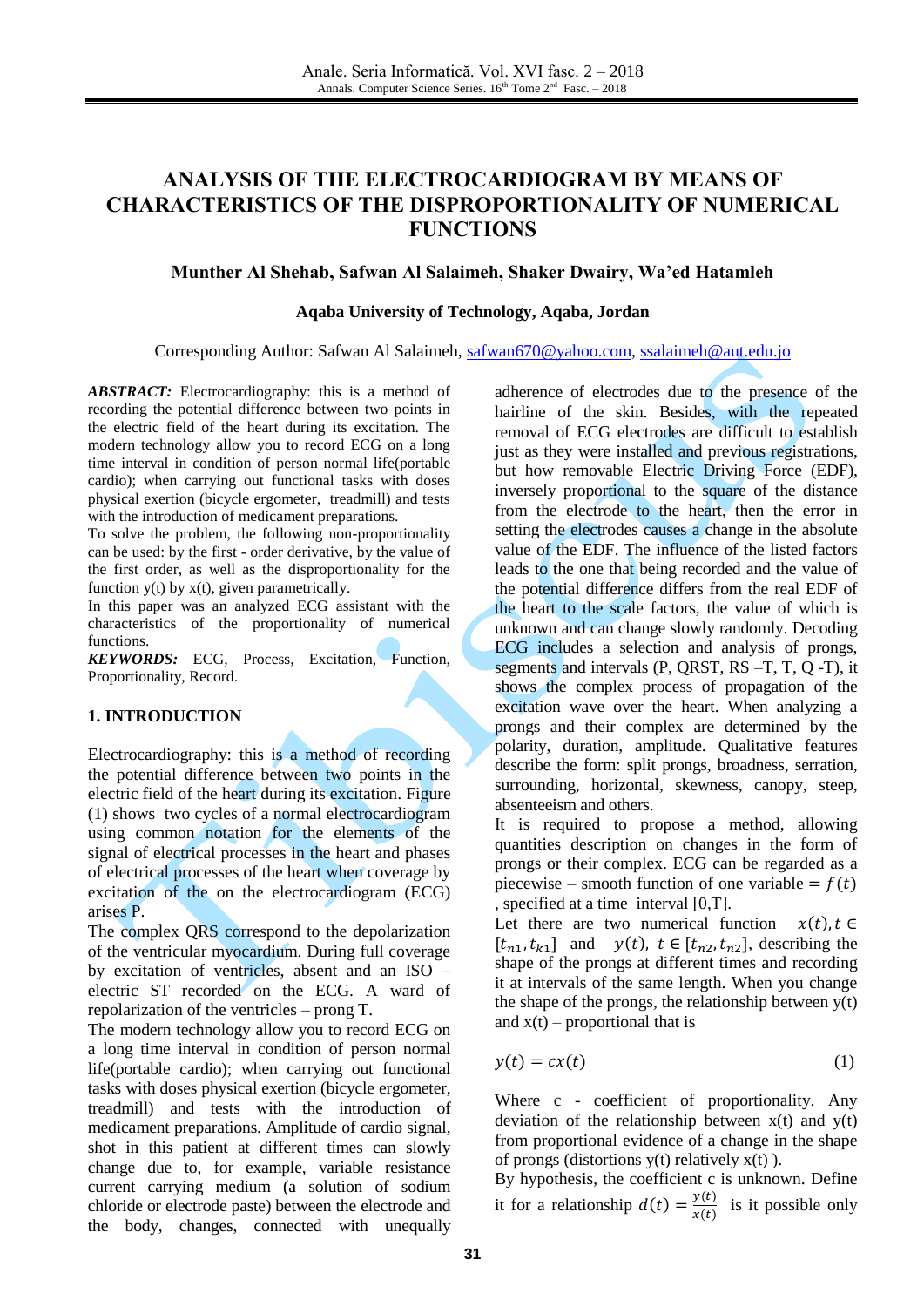# ANALYSIS OF THE ELECTROCARDIOGRAM BY MEANS OF CHARACTERISTICS OF THE DISPROPORTIONALITY OF NUMERICAL FUNCTIONS

**Munther Al Shehab, Safwan Al Salaimeh, Shaker Dwairy, Wa'ed Hatamleh**

**Aqaba University of Technology, Aqaba, Jordan**

Corresponding Author: Safwan Al Salaimeh, safwan670@yahoo.com, ssalaimeh@aut.edu.jo

***ABSTRACT:*** Electrocardiography: this is a method of recording the potential difference between two points in the electric field of the heart during its excitation. The modern technology allow you to record ECG on a long time interval in condition of person normal life(portable cardio); when carrying out functional tasks with doses physical exertion (bicycle ergometer, treadmill) and tests with the introduction of medicament preparations.

To solve the problem, the following non-proportionality can be used: by the first - order derivative, by the value of the first order, as well as the disproportionality for the function y(t) by x(t), given parametrically.

In this paper was an analyzed ECG assistant with the characteristics of the proportionality of numerical functions.

***KEYWORDS:*** ECG, Process, Excitation, Function, Proportionality, Record.

## 1. INTRODUCTION

Electrocardiography: this is a method of recording the potential difference between two points in the electric field of the heart during its excitation. Figure (1) shows two cycles of a normal electrocardiogram using common notation for the elements of the signal of electrical processes in the heart and phases of electrical processes of the heart when coverage by excitation of the on the electrocardiogram (ECG) arises P.

The complex QRS correspond to the depolarization of the ventricular myocardium. During full coverage by excitation of ventricles, absent and an ISO – electric ST recorded on the ECG. A ward of repolarization of the ventricles – prong T.

The modern technology allow you to record ECG on a long time interval in condition of person normal life(portable cardio); when carrying out functional tasks with doses physical exertion (bicycle ergometer, treadmill) and tests with the introduction of medicament preparations. Amplitude of cardio signal, shot in this patient at different times can slowly change due to, for example, variable resistance current carrying medium (a solution of sodium chloride or electrode paste) between the electrode and the body, changes, connected with unequally adherence of electrodes due to the presence of the hairline of the skin. Besides, with the repeated removal of ECG electrodes are difficult to establish just as they were installed and previous registrations, but how removable Electric Driving Force (EDF), inversely proportional to the square of the distance from the electrode to the heart, then the error in setting the electrodes causes a change in the absolute value of the EDF. The influence of the listed factors leads to the one that being recorded and the value of the potential difference differs from the real EDF of the heart to the scale factors, the value of which is unknown and can change slowly randomly. Decoding ECG includes a selection and analysis of prongs, segments and intervals (P, QRST, RS –T, T, Q -T), it shows the complex process of propagation of the excitation wave over the heart. When analyzing a prongs and their complex are determined by the polarity, duration, amplitude. Qualitative features describe the form: split prongs, broadness, serration, surrounding, horizontal, skewness, canopy, steep, absenteeism and others.

It is required to propose a method, allowing quantities description on changes in the form of prongs or their complex. ECG can be regarded as a piecewise – smooth function of one variable $= f(t)$, specified at a time interval [0,T].

Let there are two numerical function $x(t), t \in [t_{n1}, t_{k1}]$ and $y(t)$, $t \in [t_{n2}, t_{n2}]$, describing the shape of the prongs at different times and recording it at intervals of the same length. When you change the shape of the prongs, the relationship between y(t) and x(t) – proportional that is

$$y(t) = cx(t) \tag{1}$$

Where c - coefficient of proportionality. Any deviation of the relationship between x(t) and y(t) from proportional evidence of a change in the shape of prongs (distortions y(t) relatively x(t) ).

By hypothesis, the coefficient c is unknown. Define it for a relationship $d(t) = \frac{y(t)}{x(t)}$ is it possible only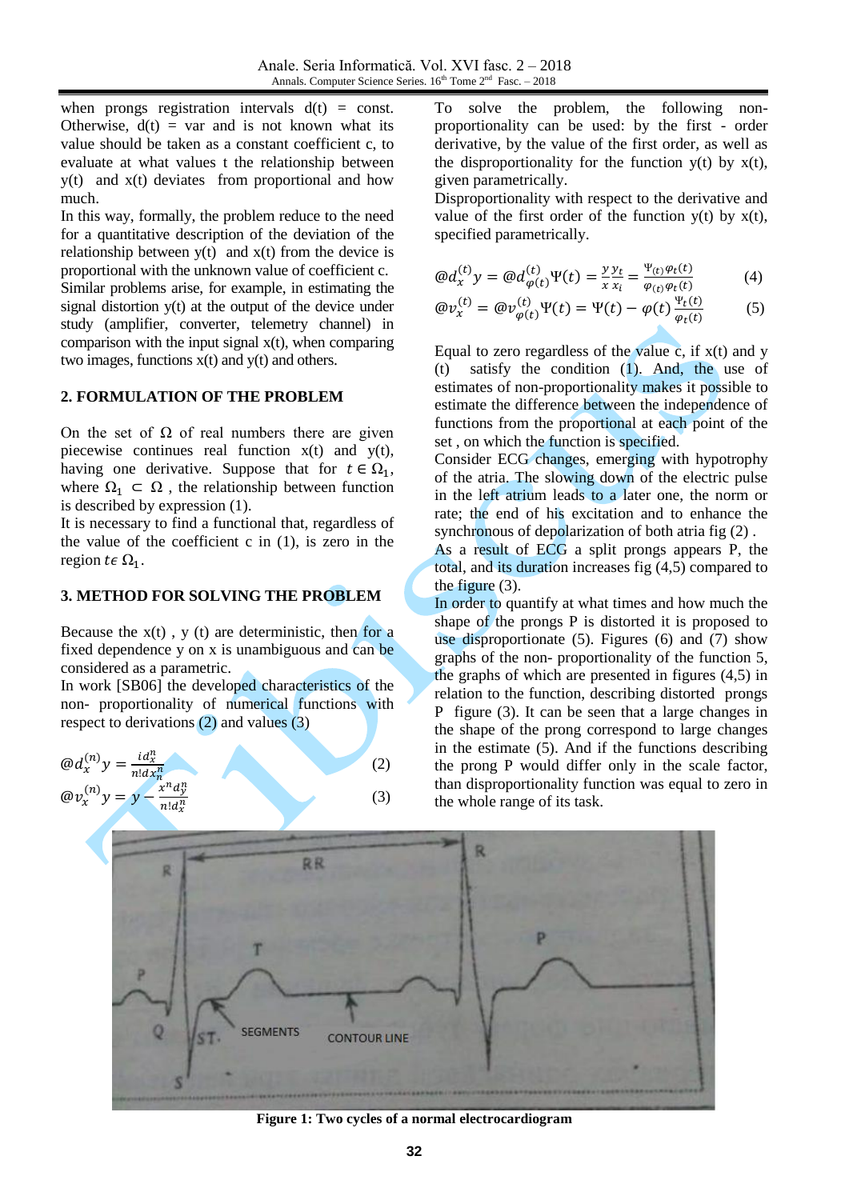when prongs registration intervals d(t) = const. Otherwise, d(t) = var and is not known what its value should be taken as a constant coefficient c, to evaluate at what values t the relationship between y(t) and x(t) deviates from proportional and how much.

In this way, formally, the problem reduce to the need for a quantitative description of the deviation of the relationship between y(t) and x(t) from the device is proportional with the unknown value of coefficient c.

Similar problems arise, for example, in estimating the signal distortion y(t) at the output of the device under study (amplifier, converter, telemetry channel) in comparison with the input signal x(t), when comparing two images, functions x(t) and y(t) and others.

## 2. FORMULATION OF THE PROBLEM

On the set of $\Omega$ of real numbers there are given piecewise continues real function x(t) and y(t), having one derivative. Suppose that for $t \in \Omega_1$, where $\Omega_1 \subset \Omega$ , the relationship between function is described by expression (1).

It is necessary to find a functional that, regardless of the value of the coefficient c in (1), is zero in the region $t \epsilon\, \Omega_1$.

## 3. METHOD FOR SOLVING THE PROBLEM

Because the x(t) , y (t) are deterministic, then for a fixed dependence y on x is unambiguous and can be considered as a parametric.

In work [SB06] the developed characteristics of the non- proportionality of numerical functions with respect to derivations (2) and values (3)

$$@d_x^{(n)} y = \frac{i d_x^n}{n! d x_n^n} \quad (2)$$

$$@v_x^{(n)} y = y - \frac{x^n d_y^n}{n! d_x^n} \quad (3)$$

To solve the problem, the following non-proportionality can be used: by the first - order derivative, by the value of the first order, as well as the disproportionality for the function y(t) by x(t), given parametrically.

Disproportionality with respect to the derivative and value of the first order of the function y(t) by x(t), specified parametrically.

$$@d_x^{(t)} y = @d_{\varphi(t)}^{(t)} \Psi(t) = \frac{y}{x}\frac{y_t}{x_i} = \frac{\Psi_{(t)}\varphi_t(t)}{\varphi_{(t)}\varphi_t(t)} \quad (4)$$

$$@v_x^{(t)} = @v_{\varphi(t)}^{(t)} \Psi(t) = \Psi(t) - \varphi(t)\frac{\Psi_t(t)}{\varphi_t(t)} \quad (5)$$

Equal to zero regardless of the value c, if x(t) and y (t) satisfy the condition (1). And, the use of estimates of non-proportionality makes it possible to estimate the difference between the independence of functions from the proportional at each point of the set , on which the function is specified.

Consider ECG changes, emerging with hypotrophy of the atria. The slowing down of the electric pulse in the left atrium leads to a later one, the norm or rate; the end of his excitation and to enhance the synchronous of depolarization of both atria fig (2) .

As a result of ECG a split prongs appears P, the total, and its duration increases fig (4,5) compared to the figure (3).

In order to quantify at what times and how much the shape of the prongs P is distorted it is proposed to use disproportionate (5). Figures (6) and (7) show graphs of the non- proportionality of the function 5, the graphs of which are presented in figures (4,5) in relation to the function, describing distorted prongs P figure (3). It can be seen that a large changes in the shape of the prong correspond to large changes in the estimate (5). And if the functions describing the prong P would differ only in the scale factor, than disproportionality function was equal to zero in the whole range of its task.

**Figure 1: Two cycles of a normal electrocardiogram**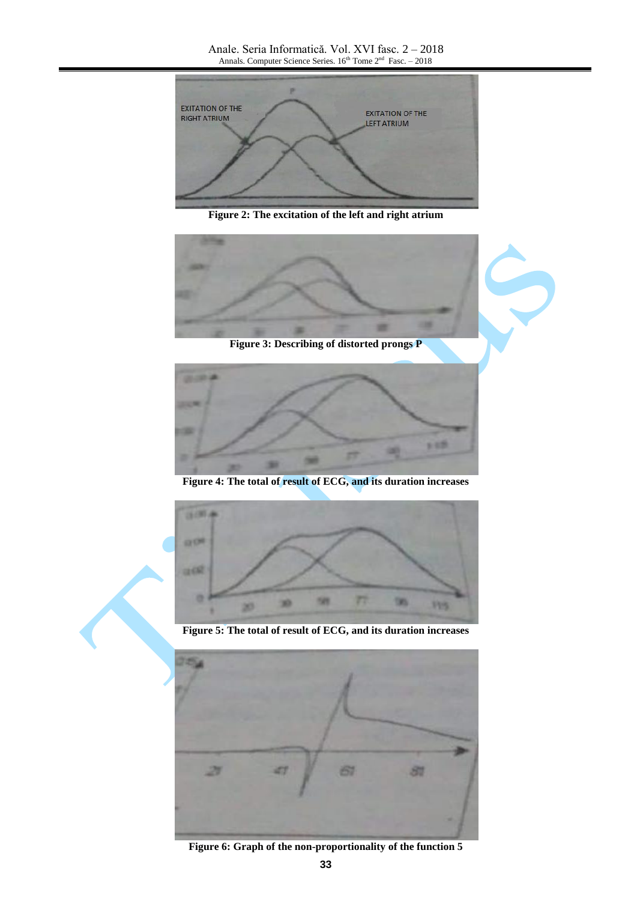Figure 2: The excitation of the left and right atrium

Figure 3: Describing of distorted prongs P

Figure 4: The total of result of ECG, and its duration increases

Figure 5: The total of result of ECG, and its duration increases

Figure 6: Graph of the non-proportionality of the function 5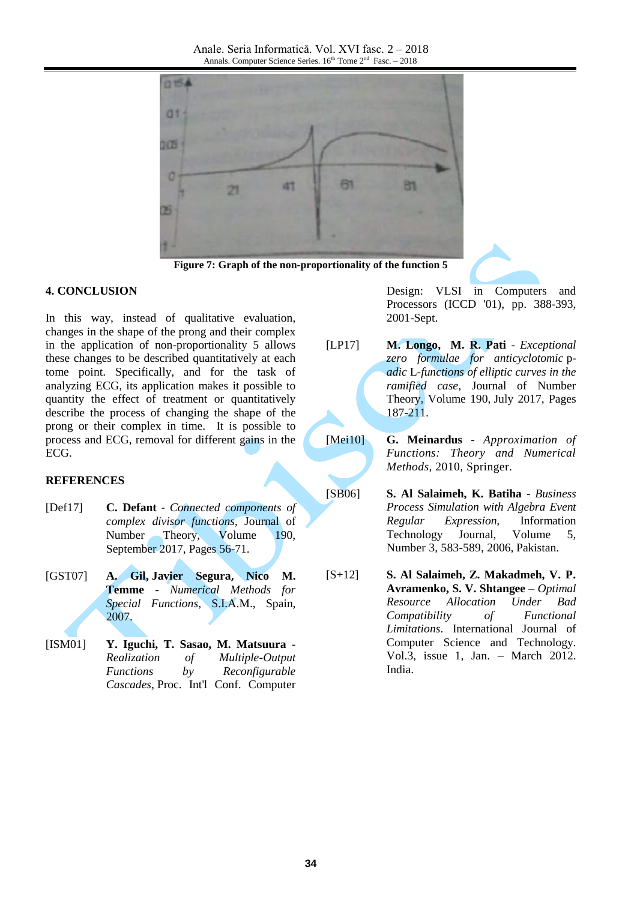0.15
0.1
0.05
0
21
41
61
81
05
1

Figure 7: Graph of the non-proportionality of the function 5

## 4. CONCLUSION

In this way, instead of qualitative evaluation, changes in the shape of the prong and their complex in the application of non-proportionality 5 allows these changes to be described quantitatively at each tome point. Specifically, and for the task of analyzing ECG, its application makes it possible to quantity the effect of treatment or quantitatively describe the process of changing the shape of the prong or their complex in time. It is possible to process and ECG, removal for different gains in the ECG.

## REFERENCES

[Def17] **C. Defant** - *Connected components of complex divisor functions*, Journal of Number Theory, Volume 190, September 2017, Pages 56-71.

[GST07] **A. Gil, Javier Segura, Nico M. Temme** - *Numerical Methods for Special Functions*, S.I.A.M., Spain, 2007.

[ISM01] **Y. Iguchi, T. Sasao, M. Matsuura** - *Realization of Multiple-Output Functions by Reconfigurable Cascades*, Proc. Int'l Conf. Computer Design: VLSI in Computers and Processors (ICCD '01), pp. 388-393, 2001-Sept.

[LP17] **M. Longo, M. R. Pati** - *Exceptional zero formulae for anticyclotomic* p-*adic* L-*functions of elliptic curves in the ramified case*, Journal of Number Theory, Volume 190, July 2017, Pages 187-211.

[Mei10] **G. Meinardus** - *Approximation of Functions: Theory and Numerical Methods*, 2010, Springer.

[SB06] **S. Al Salaimeh, K. Batiha** - *Business Process Simulation with Algebra Event Regular Expression*, Information Technology Journal, Volume 5, Number 3, 583-589, 2006, Pakistan.

[S+12] **S. Al Salaimeh, Z. Makadmeh, V. P. Avramenko, S. V. Shtangee** – *Optimal Resource Allocation Under Bad Compatibility of Functional Limitations*. International Journal of Computer Science and Technology. Vol.3, issue 1, Jan. – March 2012. India.